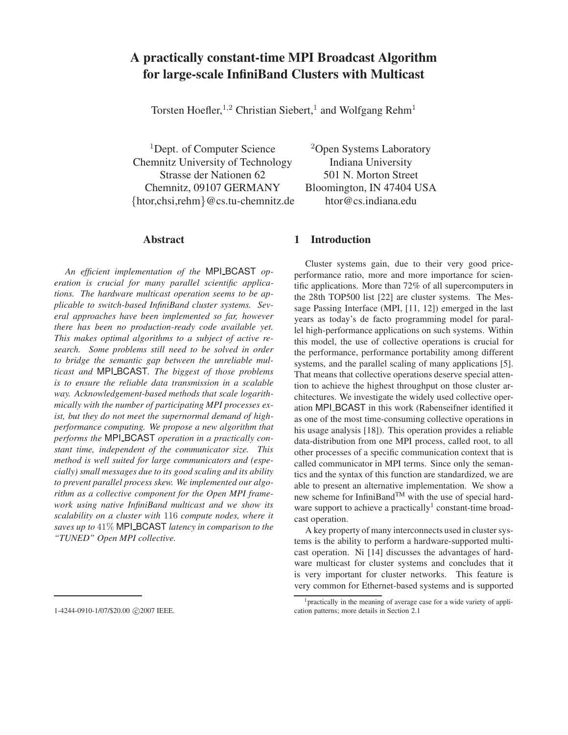# A practically constant-time MPI Broadcast Algorithm for large-scale InfiniBand Clusters with Multicast

Torsten Hoefler,[1,2] Christian Siebert,[1] and Wolfgang Rehm[1]

[1]Dept. of Computer Science
Chemnitz University of Technology
Strasse der Nationen 62
Chemnitz, 09107 GERMANY
{htor,chsi,rehm}@cs.tu-chemnitz.de

[2]Open Systems Laboratory
Indiana University
501 N. Morton Street
Bloomington, IN 47404 USA
htor@cs.indiana.edu

## Abstract

*An efficient implementation of the* MPI_BCAST *operation is crucial for many parallel scientific applications. The hardware multicast operation seems to be applicable to switch-based InfiniBand cluster systems. Several approaches have been implemented so far, however there has been no production-ready code available yet. This makes optimal algorithms to a subject of active research. Some problems still need to be solved in order to bridge the semantic gap between the unreliable multicast and* MPI_BCAST*. The biggest of those problems is to ensure the reliable data transmission in a scalable way. Acknowledgement-based methods that scale logarithmically with the number of participating MPI processes exist, but they do not meet the supernormal demand of high-performance computing. We propose a new algorithm that performs the* MPI_BCAST *operation in a practically constant time, independent of the communicator size. This method is well suited for large communicators and (especially) small messages due to its good scaling and its ability to prevent parallel process skew. We implemented our algorithm as a collective component for the Open MPI framework using native InfiniBand multicast and we show its scalability on a cluster with* 116 *compute nodes, where it saves up to* 41% MPI_BCAST *latency in comparison to the "TUNED" Open MPI collective.*

## 1 Introduction

Cluster systems gain, due to their very good price-performance ratio, more and more importance for scientific applications. More than 72% of all supercomputers in the 28th TOP500 list [22] are cluster systems. The Message Passing Interface (MPI, [11, 12]) emerged in the last years as today's de facto programming model for parallel high-performance applications on such systems. Within this model, the use of collective operations is crucial for the performance, performance portability among different systems, and the parallel scaling of many applications [5]. That means that collective operations deserve special attention to achieve the highest throughput on those cluster architectures. We investigate the widely used collective operation MPI_BCAST in this work (Rabenseifner identified it as one of the most time-consuming collective operations in his usage analysis [18]). This operation provides a reliable data-distribution from one MPI process, called root, to all other processes of a specific communication context that is called communicator in MPI terms. Since only the semantics and the syntax of this function are standardized, we are able to present an alternative implementation. We show a new scheme for InfiniBand™ with the use of special hardware support to achieve a practically[1] constant-time broadcast operation.

A key property of many interconnects used in cluster systems is the ability to perform a hardware-supported multicast operation. Ni [14] discusses the advantages of hardware multicast for cluster systems and concludes that it is very important for cluster networks. This feature is very common for Ethernet-based systems and is supported

[1]practically in the meaning of average case for a wide variety of application patterns; more details in Section 2.1

1-4244-0910-1/07/$20.00 ©2007 IEEE.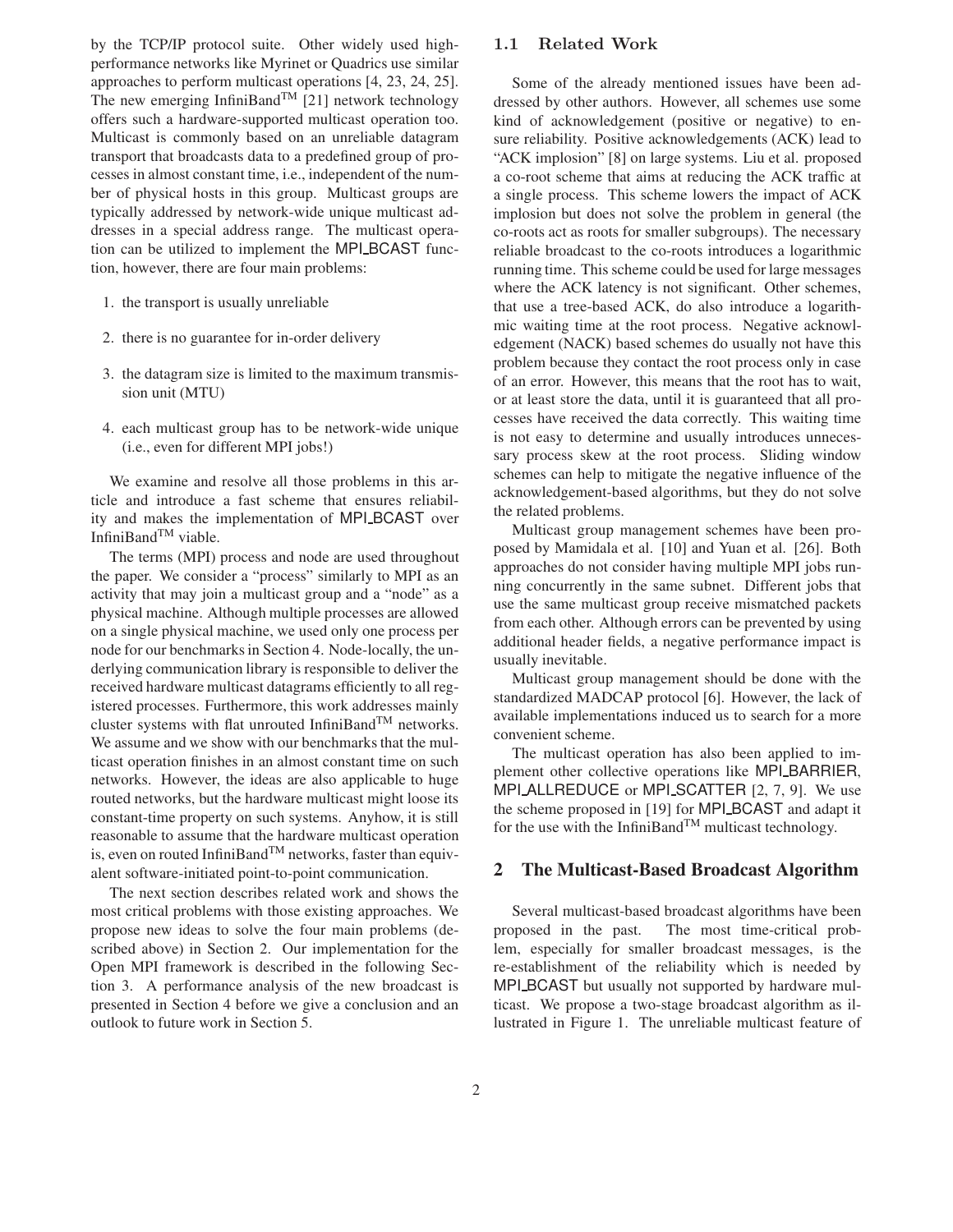by the TCP/IP protocol suite. Other widely used high-performance networks like Myrinet or Quadrics use similar approaches to perform multicast operations [4, 23, 24, 25]. The new emerging InfiniBand™ [21] network technology offers such a hardware-supported multicast operation too. Multicast is commonly based on an unreliable datagram transport that broadcasts data to a predefined group of processes in almost constant time, i.e., independent of the number of physical hosts in this group. Multicast groups are typically addressed by network-wide unique multicast addresses in a special address range. The multicast operation can be utilized to implement the MPI_BCAST function, however, there are four main problems:

1. the transport is usually unreliable
2. there is no guarantee for in-order delivery
3. the datagram size is limited to the maximum transmission unit (MTU)
4. each multicast group has to be network-wide unique (i.e., even for different MPI jobs!)

We examine and resolve all those problems in this article and introduce a fast scheme that ensures reliability and makes the implementation of MPI_BCAST over InfiniBand™ viable.

The terms (MPI) process and node are used throughout the paper. We consider a "process" similarly to MPI as an activity that may join a multicast group and a "node" as a physical machine. Although multiple processes are allowed on a single physical machine, we used only one process per node for our benchmarks in Section 4. Node-locally, the underlying communication library is responsible to deliver the received hardware multicast datagrams efficiently to all registered processes. Furthermore, this work addresses mainly cluster systems with flat unrouted InfiniBand™ networks. We assume and we show with our benchmarks that the multicast operation finishes in an almost constant time on such networks. However, the ideas are also applicable to huge routed networks, but the hardware multicast might loose its constant-time property on such systems. Anyhow, it is still reasonable to assume that the hardware multicast operation is, even on routed InfiniBand™ networks, faster than equivalent software-initiated point-to-point communication.

The next section describes related work and shows the most critical problems with those existing approaches. We propose new ideas to solve the four main problems (described above) in Section 2. Our implementation for the Open MPI framework is described in the following Section 3. A performance analysis of the new broadcast is presented in Section 4 before we give a conclusion and an outlook to future work in Section 5.

### 1.1 Related Work

Some of the already mentioned issues have been addressed by other authors. However, all schemes use some kind of acknowledgement (positive or negative) to ensure reliability. Positive acknowledgements (ACK) lead to "ACK implosion" [8] on large systems. Liu et al. proposed a co-root scheme that aims at reducing the ACK traffic at a single process. This scheme lowers the impact of ACK implosion but does not solve the problem in general (the co-roots act as roots for smaller subgroups). The necessary reliable broadcast to the co-roots introduces a logarithmic running time. This scheme could be used for large messages where the ACK latency is not significant. Other schemes, that use a tree-based ACK, do also introduce a logarithmic waiting time at the root process. Negative acknowledgement (NACK) based schemes do usually not have this problem because they contact the root process only in case of an error. However, this means that the root has to wait, or at least store the data, until it is guaranteed that all processes have received the data correctly. This waiting time is not easy to determine and usually introduces unnecessary process skew at the root process. Sliding window schemes can help to mitigate the negative influence of the acknowledgement-based algorithms, but they do not solve the related problems.

Multicast group management schemes have been proposed by Mamidala et al. [10] and Yuan et al. [26]. Both approaches do not consider having multiple MPI jobs running concurrently in the same subnet. Different jobs that use the same multicast group receive mismatched packets from each other. Although errors can be prevented by using additional header fields, a negative performance impact is usually inevitable.

Multicast group management should be done with the standardized MADCAP protocol [6]. However, the lack of available implementations induced us to search for a more convenient scheme.

The multicast operation has also been applied to implement other collective operations like MPI_BARRIER, MPI_ALLREDUCE or MPI_SCATTER [2, 7, 9]. We use the scheme proposed in [19] for MPI_BCAST and adapt it for the use with the InfiniBand™ multicast technology.

## 2 The Multicast-Based Broadcast Algorithm

Several multicast-based broadcast algorithms have been proposed in the past. The most time-critical problem, especially for smaller broadcast messages, is the re-establishment of the reliability which is needed by MPI_BCAST but usually not supported by hardware multicast. We propose a two-stage broadcast algorithm as illustrated in Figure 1. The unreliable multicast feature of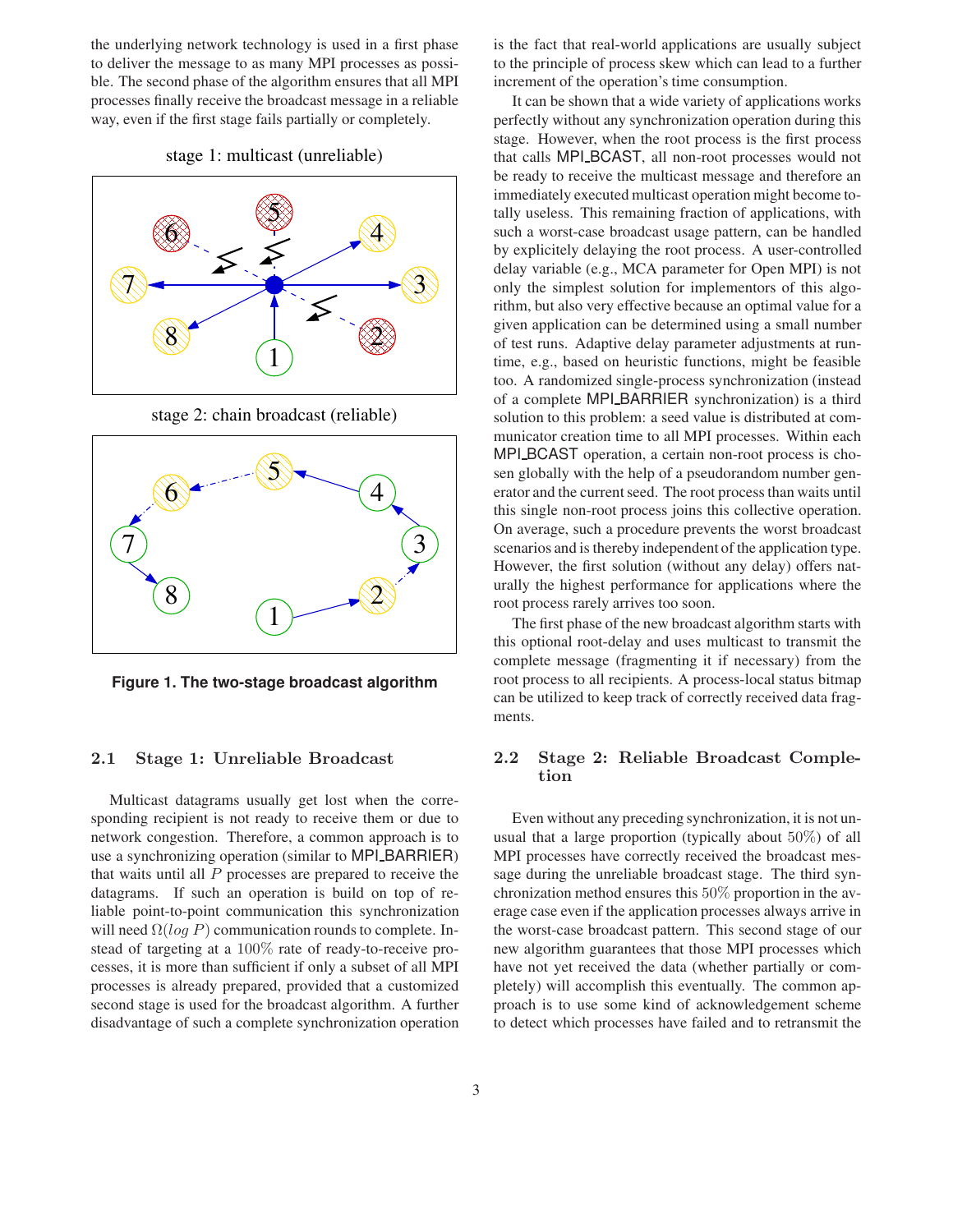the underlying network technology is used in a first phase to deliver the message to as many MPI processes as possible. The second phase of the algorithm ensures that all MPI processes finally receive the broadcast message in a reliable way, even if the first stage fails partially or completely.

stage 1: multicast (unreliable)

stage 2: chain broadcast (reliable)

**Figure 1. The two-stage broadcast algorithm**

### 2.1 Stage 1: Unreliable Broadcast

Multicast datagrams usually get lost when the corresponding recipient is not ready to receive them or due to network congestion. Therefore, a common approach is to use a synchronizing operation (similar to MPI_BARRIER) that waits until all $P$ processes are prepared to receive the datagrams. If such an operation is build on top of reliable point-to-point communication this synchronization will need $\Omega(log\ P)$ communication rounds to complete. Instead of targeting at a 100% rate of ready-to-receive processes, it is more than sufficient if only a subset of all MPI processes is already prepared, provided that a customized second stage is used for the broadcast algorithm. A further disadvantage of such a complete synchronization operation is the fact that real-world applications are usually subject to the principle of process skew which can lead to a further increment of the operation's time consumption.

It can be shown that a wide variety of applications works perfectly without any synchronization operation during this stage. However, when the root process is the first process that calls MPI_BCAST, all non-root processes would not be ready to receive the multicast message and therefore an immediately executed multicast operation might become totally useless. This remaining fraction of applications, with such a worst-case broadcast usage pattern, can be handled by explicitely delaying the root process. A user-controlled delay variable (e.g., MCA parameter for Open MPI) is not only the simplest solution for implementors of this algorithm, but also very effective because an optimal value for a given application can be determined using a small number of test runs. Adaptive delay parameter adjustments at runtime, e.g., based on heuristic functions, might be feasible too. A randomized single-process synchronization (instead of a complete MPI_BARRIER synchronization) is a third solution to this problem: a seed value is distributed at communicator creation time to all MPI processes. Within each MPI_BCAST operation, a certain non-root process is chosen globally with the help of a pseudorandom number generator and the current seed. The root process than waits until this single non-root process joins this collective operation. On average, such a procedure prevents the worst broadcast scenarios and is thereby independent of the application type. However, the first solution (without any delay) offers naturally the highest performance for applications where the root process rarely arrives too soon.

The first phase of the new broadcast algorithm starts with this optional root-delay and uses multicast to transmit the complete message (fragmenting it if necessary) from the root process to all recipients. A process-local status bitmap can be utilized to keep track of correctly received data fragments.

### 2.2 Stage 2: Reliable Broadcast Completion

Even without any preceding synchronization, it is not unusual that a large proportion (typically about 50%) of all MPI processes have correctly received the broadcast message during the unreliable broadcast stage. The third synchronization method ensures this 50% proportion in the average case even if the application processes always arrive in the worst-case broadcast pattern. This second stage of our new algorithm guarantees that those MPI processes which have not yet received the data (whether partially or completely) will accomplish this eventually. The common approach is to use some kind of acknowledgement scheme to detect which processes have failed and to retransmit the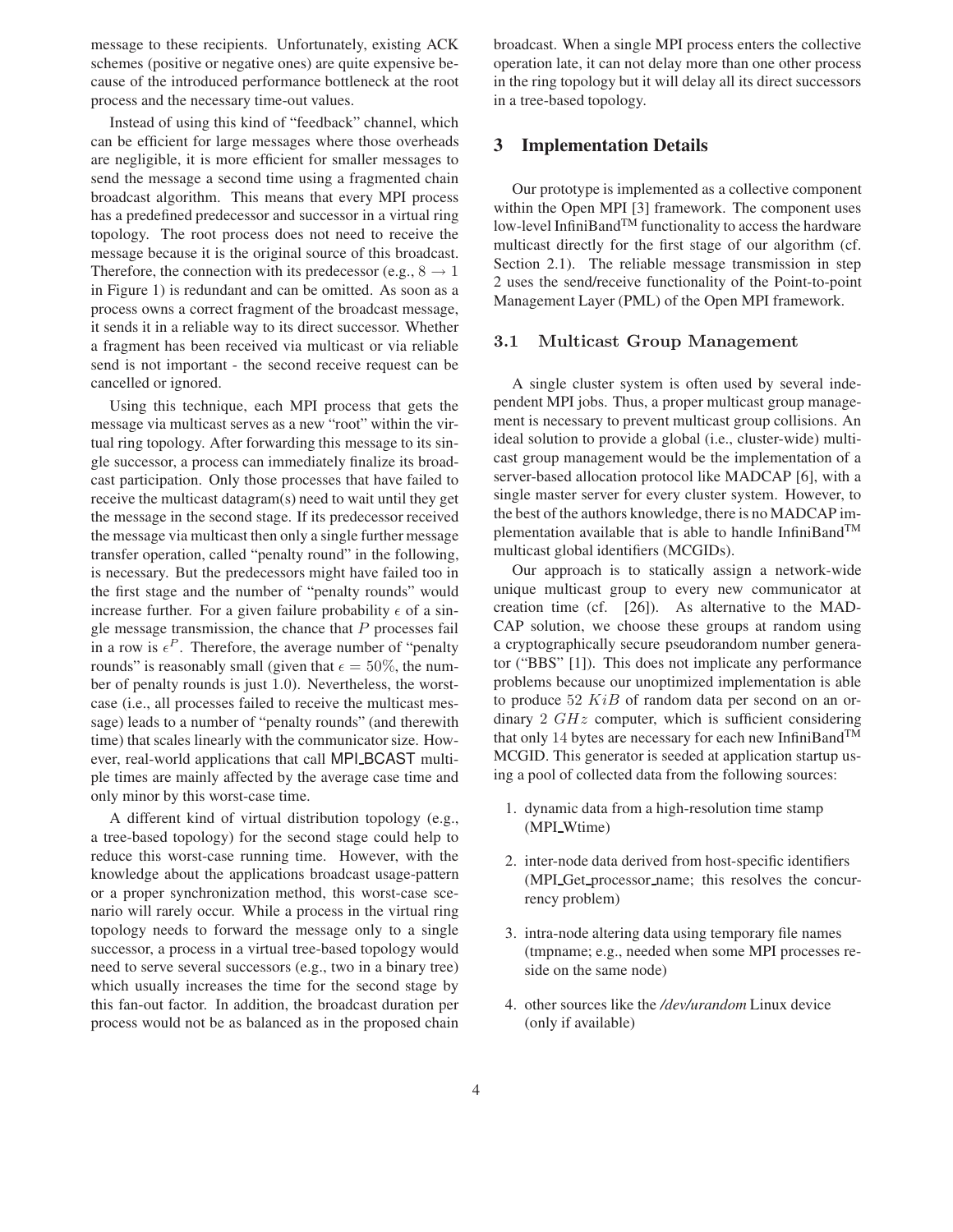message to these recipients. Unfortunately, existing ACK schemes (positive or negative ones) are quite expensive because of the introduced performance bottleneck at the root process and the necessary time-out values.

Instead of using this kind of "feedback" channel, which can be efficient for large messages where those overheads are negligible, it is more efficient for smaller messages to send the message a second time using a fragmented chain broadcast algorithm. This means that every MPI process has a predefined predecessor and successor in a virtual ring topology. The root process does not need to receive the message because it is the original source of this broadcast. Therefore, the connection with its predecessor (e.g., $8 \rightarrow 1$ in Figure 1) is redundant and can be omitted. As soon as a process owns a correct fragment of the broadcast message, it sends it in a reliable way to its direct successor. Whether a fragment has been received via multicast or via reliable send is not important - the second receive request can be cancelled or ignored.

Using this technique, each MPI process that gets the message via multicast serves as a new "root" within the virtual ring topology. After forwarding this message to its single successor, a process can immediately finalize its broadcast participation. Only those processes that have failed to receive the multicast datagram(s) need to wait until they get the message in the second stage. If its predecessor received the message via multicast then only a single further message transfer operation, called "penalty round" in the following, is necessary. But the predecessors might have failed too in the first stage and the number of "penalty rounds" would increase further. For a given failure probability $\epsilon$ of a single message transmission, the chance that $P$ processes fail in a row is $\epsilon^P$. Therefore, the average number of "penalty rounds" is reasonably small (given that $\epsilon = 50\%$, the number of penalty rounds is just $1.0$). Nevertheless, the worst-case (i.e., all processes failed to receive the multicast message) leads to a number of "penalty rounds" (and therewith time) that scales linearly with the communicator size. However, real-world applications that call MPI_BCAST multiple times are mainly affected by the average case time and only minor by this worst-case time.

A different kind of virtual distribution topology (e.g., a tree-based topology) for the second stage could help to reduce this worst-case running time. However, with the knowledge about the applications broadcast usage-pattern or a proper synchronization method, this worst-case scenario will rarely occur. While a process in the virtual ring topology needs to forward the message only to a single successor, a process in a virtual tree-based topology would need to serve several successors (e.g., two in a binary tree) which usually increases the time for the second stage by this fan-out factor. In addition, the broadcast duration per process would not be as balanced as in the proposed chain broadcast. When a single MPI process enters the collective operation late, it can not delay more than one other process in the ring topology but it will delay all its direct successors in a tree-based topology.

## 3 Implementation Details

Our prototype is implemented as a collective component within the Open MPI [3] framework. The component uses low-level InfiniBand™ functionality to access the hardware multicast directly for the first stage of our algorithm (cf. Section 2.1). The reliable message transmission in step 2 uses the send/receive functionality of the Point-to-point Management Layer (PML) of the Open MPI framework.

### 3.1 Multicast Group Management

A single cluster system is often used by several independent MPI jobs. Thus, a proper multicast group management is necessary to prevent multicast group collisions. An ideal solution to provide a global (i.e., cluster-wide) multicast group management would be the implementation of a server-based allocation protocol like MADCAP [6], with a single master server for every cluster system. However, to the best of the authors knowledge, there is no MADCAP implementation available that is able to handle InfiniBand™ multicast global identifiers (MCGIDs).

Our approach is to statically assign a network-wide unique multicast group to every new communicator at creation time (cf. [26]). As alternative to the MADCAP solution, we choose these groups at random using a cryptographically secure pseudorandom number generator ("BBS" [1]). This does not implicate any performance problems because our unoptimized implementation is able to produce $52\ KiB$ of random data per second on an ordinary $2\ GHz$ computer, which is sufficient considering that only $14$ bytes are necessary for each new InfiniBand™ MCGID. This generator is seeded at application startup using a pool of collected data from the following sources:

1. dynamic data from a high-resolution time stamp (MPI_Wtime)
2. inter-node data derived from host-specific identifiers (MPI_Get_processor_name; this resolves the concurrency problem)
3. intra-node altering data using temporary file names (tmpname; e.g., needed when some MPI processes reside on the same node)
4. other sources like the */dev/urandom* Linux device (only if available)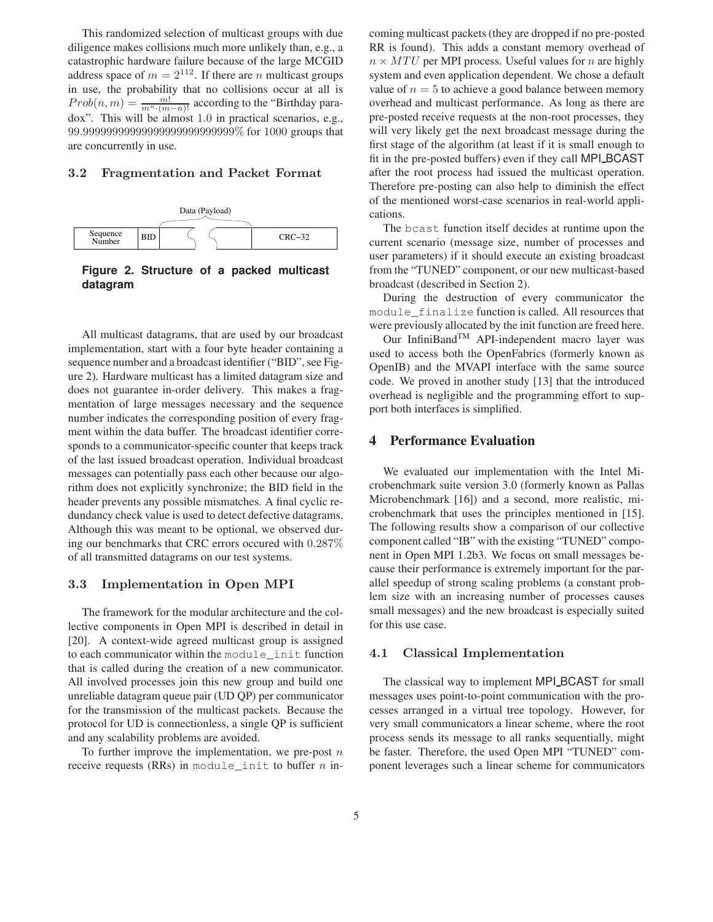This randomized selection of multicast groups with due diligence makes collisions much more unlikely than, e.g., a catastrophic hardware failure because of the large MCGID address space of $m = 2^{112}$. If there are $n$ multicast groups in use, the probability that no collisions occur at all is $Prob(n, m) = \frac{m!}{m^n \cdot (m-n)!}$ according to the "Birthday paradox". This will be almost 1.0 in practical scenarios, e.g., 99.99999999999999999999999999% for 1000 groups that are concurrently in use.

### 3.2 Fragmentation and Packet Format

| Sequence Number | BID | Data (Payload) | CRC–32 |
|---|---|---|---|

**Figure 2. Structure of a packed multicast datagram**

All multicast datagrams, that are used by our broadcast implementation, start with a four byte header containing a sequence number and a broadcast identifier ("BID", see Figure 2). Hardware multicast has a limited datagram size and does not guarantee in-order delivery. This makes a fragmentation of large messages necessary and the sequence number indicates the corresponding position of every fragment within the data buffer. The broadcast identifier corresponds to a communicator-specific counter that keeps track of the last issued broadcast operation. Individual broadcast messages can potentially pass each other because our algorithm does not explicitly synchronize; the BID field in the header prevents any possible mismatches. A final cyclic redundancy check value is used to detect defective datagrams. Although this was meant to be optional, we observed during our benchmarks that CRC errors occured with 0.287% of all transmitted datagrams on our test systems.

### 3.3 Implementation in Open MPI

The framework for the modular architecture and the collective components in Open MPI is described in detail in [20]. A context-wide agreed multicast group is assigned to each communicator within the `module_init` function that is called during the creation of a new communicator. All involved processes join this new group and build one unreliable datagram queue pair (UD QP) per communicator for the transmission of the multicast packets. Because the protocol for UD is connectionless, a single QP is sufficient and any scalability problems are avoided.

To further improve the implementation, we pre-post $n$ receive requests (RRs) in `module_init` to buffer $n$ incoming multicast packets (they are dropped if no pre-posted RR is found). This adds a constant memory overhead of $n \times MTU$ per MPI process. Useful values for $n$ are highly system and even application dependent. We chose a default value of $n = 5$ to achieve a good balance between memory overhead and multicast performance. As long as there are pre-posted receive requests at the non-root processes, they will very likely get the next broadcast message during the first stage of the algorithm (at least if it is small enough to fit in the pre-posted buffers) even if they call MPI_BCAST after the root process had issued the multicast operation. Therefore pre-posting can also help to diminish the effect of the mentioned worst-case scenarios in real-world applications.

The `bcast` function itself decides at runtime upon the current scenario (message size, number of processes and user parameters) if it should execute an existing broadcast from the "TUNED" component, or our new multicast-based broadcast (described in Section 2).

During the destruction of every communicator the `module_finalize` function is called. All resources that were previously allocated by the init function are freed here.

Our InfiniBand™ API-independent macro layer was used to access both the OpenFabrics (formerly known as OpenIB) and the MVAPI interface with the same source code. We proved in another study [13] that the introduced overhead is negligible and the programming effort to support both interfaces is simplified.

## 4 Performance Evaluation

We evaluated our implementation with the Intel Microbenchmark suite version 3.0 (formerly known as Pallas Microbenchmark [16]) and a second, more realistic, microbenchmark that uses the principles mentioned in [15]. The following results show a comparison of our collective component called "IB" with the existing "TUNED" component in Open MPI 1.2b3. We focus on small messages because their performance is extremely important for the parallel speedup of strong scaling problems (a constant problem size with an increasing number of processes causes small messages) and the new broadcast is especially suited for this use case.

### 4.1 Classical Implementation

The classical way to implement MPI_BCAST for small messages uses point-to-point communication with the processes arranged in a virtual tree topology. However, for very small communicators a linear scheme, where the root process sends its message to all ranks sequentially, might be faster. Therefore, the used Open MPI "TUNED" component leverages such a linear scheme for communicators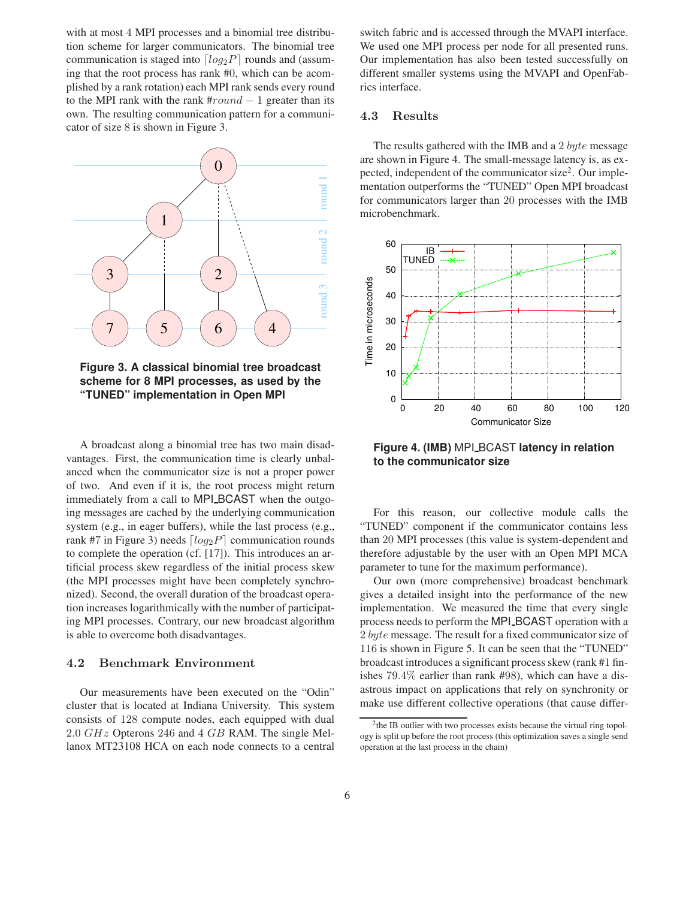with at most 4 MPI processes and a binomial tree distribution scheme for larger communicators. The binomial tree communication is staged into $\lceil log_2 P \rceil$ rounds and (assuming that the root process has rank #0, which can be acomplished by a rank rotation) each MPI rank sends every round to the MPI rank with the rank $\#round - 1$ greater than its own. The resulting communication pattern for a communicator of size 8 is shown in Figure 3.

**Figure 3. A classical binomial tree broadcast scheme for 8 MPI processes, as used by the "TUNED" implementation in Open MPI**

A broadcast along a binomial tree has two main disadvantages. First, the communication time is clearly unbalanced when the communicator size is not a proper power of two. And even if it is, the root process might return immediately from a call to MPI_BCAST when the outgoing messages are cached by the underlying communication system (e.g., in eager buffers), while the last process (e.g., rank #7 in Figure 3) needs $\lceil log_2 P \rceil$ communication rounds to complete the operation (cf. [17]). This introduces an artificial process skew regardless of the initial process skew (the MPI processes might have been completely synchronized). Second, the overall duration of the broadcast operation increases logarithmically with the number of participating MPI processes. Contrary, our new broadcast algorithm is able to overcome both disadvantages.

## 4.2 Benchmark Environment

Our measurements have been executed on the "Odin" cluster that is located at Indiana University. This system consists of 128 compute nodes, each equipped with dual 2.0 $GHz$ Opterons 246 and 4 $GB$ RAM. The single Mellanox MT23108 HCA on each node connects to a central switch fabric and is accessed through the MVAPI interface. We used one MPI process per node for all presented runs. Our implementation has also been tested successfully on different smaller systems using the MVAPI and OpenFabrics interface.

## 4.3 Results

The results gathered with the IMB and a 2 $byte$ message are shown in Figure 4. The small-message latency is, as expected, independent of the communicator size[2]. Our implementation outperforms the "TUNED" Open MPI broadcast for communicators larger than 20 processes with the IMB microbenchmark.

**Figure 4. (IMB) MPI_BCAST latency in relation to the communicator size**

For this reason, our collective module calls the "TUNED" component if the communicator contains less than 20 MPI processes (this value is system-dependent and therefore adjustable by the user with an Open MPI MCA parameter to tune for the maximum performance).

Our own (more comprehensive) broadcast benchmark gives a detailed insight into the performance of the new implementation. We measured the time that every single process needs to perform the MPI_BCAST operation with a 2 $byte$ message. The result for a fixed communicator size of 116 is shown in Figure 5. It can be seen that the "TUNED" broadcast introduces a significant process skew (rank #1 finishes 79.4% earlier than rank #98), which can have a disastrous impact on applications that rely on synchronity or make use different collective operations (that cause differ-

[2] the IB outlier with two processes exists because the virtual ring topology is split up before the root process (this optimization saves a single send operation at the last process in the chain)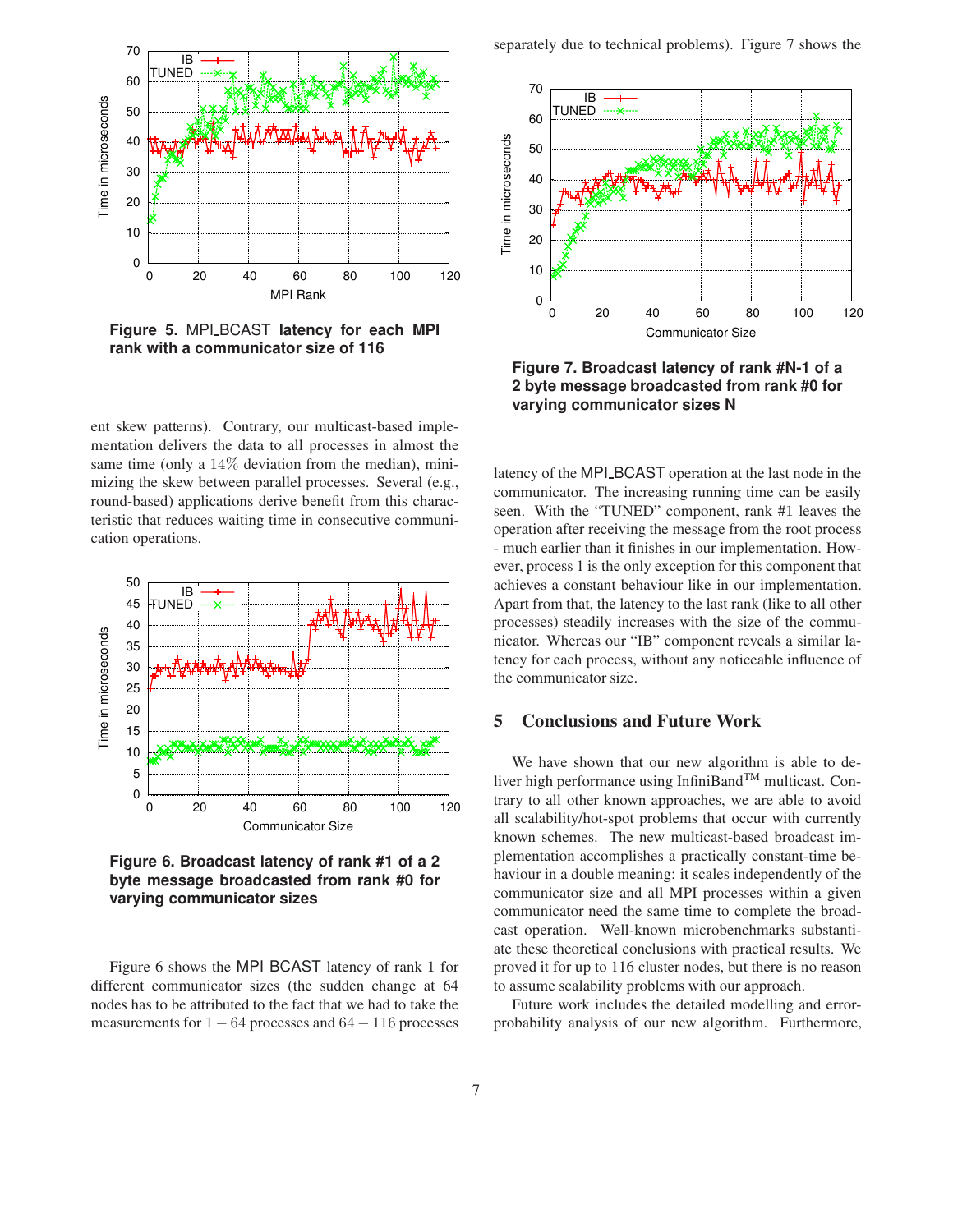Figure 5. MPI_BCAST latency for each MPI rank with a communicator size of 116

ent skew patterns). Contrary, our multicast-based implementation delivers the data to all processes in almost the same time (only a $14\%$ deviation from the median), minimizing the skew between parallel processes. Several (e.g., round-based) applications derive benefit from this characteristic that reduces waiting time in consecutive communication operations.

Figure 6. Broadcast latency of rank #1 of a 2 byte message broadcasted from rank #0 for varying communicator sizes

Figure 6 shows the MPI_BCAST latency of rank 1 for different communicator sizes (the sudden change at 64 nodes has to be attributed to the fact that we had to take the measurements for $1-64$ processes and $64-116$ processes separately due to technical problems). Figure 7 shows the

Figure 7. Broadcast latency of rank #N-1 of a 2 byte message broadcasted from rank #0 for varying communicator sizes N

latency of the MPI_BCAST operation at the last node in the communicator. The increasing running time can be easily seen. With the "TUNED" component, rank #1 leaves the operation after receiving the message from the root process - much earlier than it finishes in our implementation. However, process 1 is the only exception for this component that achieves a constant behaviour like in our implementation. Apart from that, the latency to the last rank (like to all other processes) steadily increases with the size of the communicator. Whereas our "IB" component reveals a similar latency for each process, without any noticeable influence of the communicator size.

## 5 Conclusions and Future Work

We have shown that our new algorithm is able to deliver high performance using InfiniBand™ multicast. Contrary to all other known approaches, we are able to avoid all scalability/hot-spot problems that occur with currently known schemes. The new multicast-based broadcast implementation accomplishes a practically constant-time behaviour in a double meaning: it scales independently of the communicator size and all MPI processes within a given communicator need the same time to complete the broadcast operation. Well-known microbenchmarks substantiate these theoretical conclusions with practical results. We proved it for up to 116 cluster nodes, but there is no reason to assume scalability problems with our approach.

Future work includes the detailed modelling and error-probability analysis of our new algorithm. Furthermore,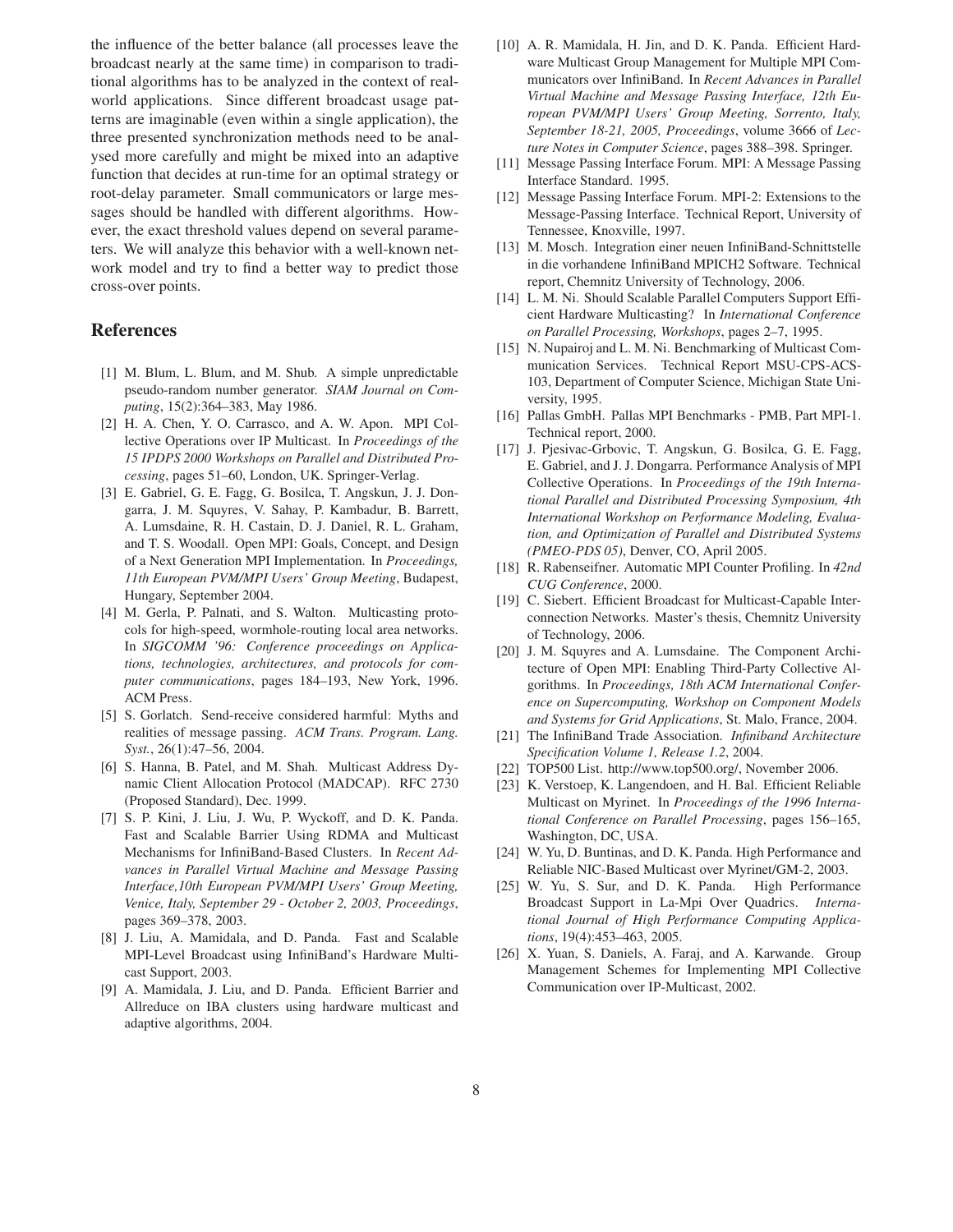the influence of the better balance (all processes leave the broadcast nearly at the same time) in comparison to traditional algorithms has to be analyzed in the context of real-world applications. Since different broadcast usage patterns are imaginable (even within a single application), the three presented synchronization methods need to be analysed more carefully and might be mixed into an adaptive function that decides at run-time for an optimal strategy or root-delay parameter. Small communicators or large messages should be handled with different algorithms. However, the exact threshold values depend on several parameters. We will analyze this behavior with a well-known network model and try to find a better way to predict those cross-over points.

## References

[1] M. Blum, L. Blum, and M. Shub. A simple unpredictable pseudo-random number generator. *SIAM Journal on Computing*, 15(2):364–383, May 1986.

[2] H. A. Chen, Y. O. Carrasco, and A. W. Apon. MPI Collective Operations over IP Multicast. In *Proceedings of the 15 IPDPS 2000 Workshops on Parallel and Distributed Processing*, pages 51–60, London, UK. Springer-Verlag.

[3] E. Gabriel, G. E. Fagg, G. Bosilca, T. Angskun, J. J. Dongarra, J. M. Squyres, V. Sahay, P. Kambadur, B. Barrett, A. Lumsdaine, R. H. Castain, D. J. Daniel, R. L. Graham, and T. S. Woodall. Open MPI: Goals, Concept, and Design of a Next Generation MPI Implementation. In *Proceedings, 11th European PVM/MPI Users' Group Meeting*, Budapest, Hungary, September 2004.

[4] M. Gerla, P. Palnati, and S. Walton. Multicasting protocols for high-speed, wormhole-routing local area networks. In *SIGCOMM '96: Conference proceedings on Applications, technologies, architectures, and protocols for computer communications*, pages 184–193, New York, 1996. ACM Press.

[5] S. Gorlatch. Send-receive considered harmful: Myths and realities of message passing. *ACM Trans. Program. Lang. Syst.*, 26(1):47–56, 2004.

[6] S. Hanna, B. Patel, and M. Shah. Multicast Address Dynamic Client Allocation Protocol (MADCAP). RFC 2730 (Proposed Standard), Dec. 1999.

[7] S. P. Kini, J. Liu, J. Wu, P. Wyckoff, and D. K. Panda. Fast and Scalable Barrier Using RDMA and Multicast Mechanisms for InfiniBand-Based Clusters. In *Recent Advances in Parallel Virtual Machine and Message Passing Interface,10th European PVM/MPI Users' Group Meeting, Venice, Italy, September 29 - October 2, 2003, Proceedings*, pages 369–378, 2003.

[8] J. Liu, A. Mamidala, and D. Panda. Fast and Scalable MPI-Level Broadcast using InfiniBand's Hardware Multicast Support, 2003.

[9] A. Mamidala, J. Liu, and D. Panda. Efficient Barrier and Allreduce on IBA clusters using hardware multicast and adaptive algorithms, 2004.

[10] A. R. Mamidala, H. Jin, and D. K. Panda. Efficient Hardware Multicast Group Management for Multiple MPI Communicators over InfiniBand. In *Recent Advances in Parallel Virtual Machine and Message Passing Interface, 12th European PVM/MPI Users' Group Meeting, Sorrento, Italy, September 18-21, 2005, Proceedings*, volume 3666 of *Lecture Notes in Computer Science*, pages 388–398. Springer.

[11] Message Passing Interface Forum. MPI: A Message Passing Interface Standard. 1995.

[12] Message Passing Interface Forum. MPI-2: Extensions to the Message-Passing Interface. Technical Report, University of Tennessee, Knoxville, 1997.

[13] M. Mosch. Integration einer neuen InfiniBand-Schnittstelle in die vorhandene InfiniBand MPICH2 Software. Technical report, Chemnitz University of Technology, 2006.

[14] L. M. Ni. Should Scalable Parallel Computers Support Efficient Hardware Multicasting? In *International Conference on Parallel Processing, Workshops*, pages 2–7, 1995.

[15] N. Nupairoj and L. M. Ni. Benchmarking of Multicast Communication Services. Technical Report MSU-CPS-ACS-103, Department of Computer Science, Michigan State University, 1995.

[16] Pallas GmbH. Pallas MPI Benchmarks - PMB, Part MPI-1. Technical report, 2000.

[17] J. Pjesivac-Grbovic, T. Angskun, G. Bosilca, G. E. Fagg, E. Gabriel, and J. J. Dongarra. Performance Analysis of MPI Collective Operations. In *Proceedings of the 19th International Parallel and Distributed Processing Symposium, 4th International Workshop on Performance Modeling, Evaluation, and Optimization of Parallel and Distributed Systems (PMEO-PDS 05)*, Denver, CO, April 2005.

[18] R. Rabenseifner. Automatic MPI Counter Profiling. In *42nd CUG Conference*, 2000.

[19] C. Siebert. Efficient Broadcast for Multicast-Capable Interconnection Networks. Master's thesis, Chemnitz University of Technology, 2006.

[20] J. M. Squyres and A. Lumsdaine. The Component Architecture of Open MPI: Enabling Third-Party Collective Algorithms. In *Proceedings, 18th ACM International Conference on Supercomputing, Workshop on Component Models and Systems for Grid Applications*, St. Malo, France, 2004.

[21] The InfiniBand Trade Association. *Infiniband Architecture Specification Volume 1, Release 1.2*, 2004.

[22] TOP500 List. http://www.top500.org/, November 2006.

[23] K. Verstoep, K. Langendoen, and H. Bal. Efficient Reliable Multicast on Myrinet. In *Proceedings of the 1996 International Conference on Parallel Processing*, pages 156–165, Washington, DC, USA.

[24] W. Yu, D. Buntinas, and D. K. Panda. High Performance and Reliable NIC-Based Multicast over Myrinet/GM-2, 2003.

[25] W. Yu, S. Sur, and D. K. Panda. High Performance Broadcast Support in La-Mpi Over Quadrics. *International Journal of High Performance Computing Applications*, 19(4):453–463, 2005.

[26] X. Yuan, S. Daniels, A. Faraj, and A. Karwande. Group Management Schemes for Implementing MPI Collective Communication over IP-Multicast, 2002.